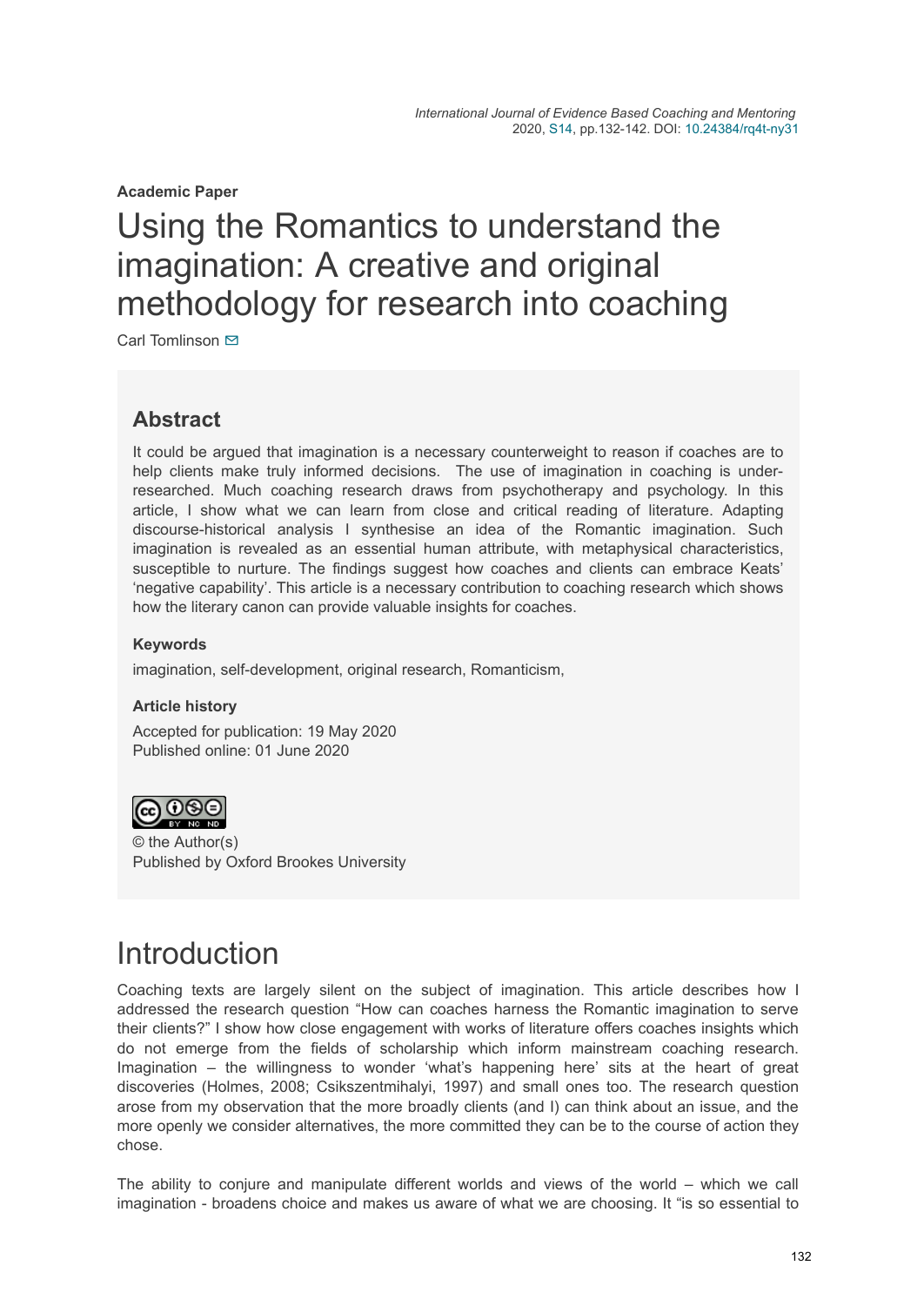**Academic Paper**

# Using the Romantics to understand the imagination: A creative and original methodology for research into coaching

Carl Tomlinson

## Abstract

It could be argued that imagination is a necessary counterweight to reason if coaches are to help clients make truly informed decisions. The use of imagination in coaching is under-researched. Much coaching research draws from psychotherapy and psychology. In this article, I show what we can learn from close and critical reading of literature. Adapting discourse-historical analysis I synthesise an idea of the Romantic imagination. Such imagination is revealed as an essential human attribute, with metaphysical characteristics, susceptible to nurture. The findings suggest how coaches and clients can embrace Keats' 'negative capability'. This article is a necessary contribution to coaching research which shows how the literary canon can provide valuable insights for coaches.

### Keywords

imagination, self-development, original research, Romanticism,

### Article history

Accepted for publication: 19 May 2020
Published online: 01 June 2020

© the Author(s)
Published by Oxford Brookes University

# Introduction

Coaching texts are largely silent on the subject of imagination. This article describes how I addressed the research question "How can coaches harness the Romantic imagination to serve their clients?" I show how close engagement with works of literature offers coaches insights which do not emerge from the fields of scholarship which inform mainstream coaching research. Imagination – the willingness to wonder 'what's happening here' sits at the heart of great discoveries (Holmes, 2008; Csikszentmihalyi, 1997) and small ones too. The research question arose from my observation that the more broadly clients (and I) can think about an issue, and the more openly we consider alternatives, the more committed they can be to the course of action they chose.

The ability to conjure and manipulate different worlds and views of the world – which we call imagination - broadens choice and makes us aware of what we are choosing. It "is so essential to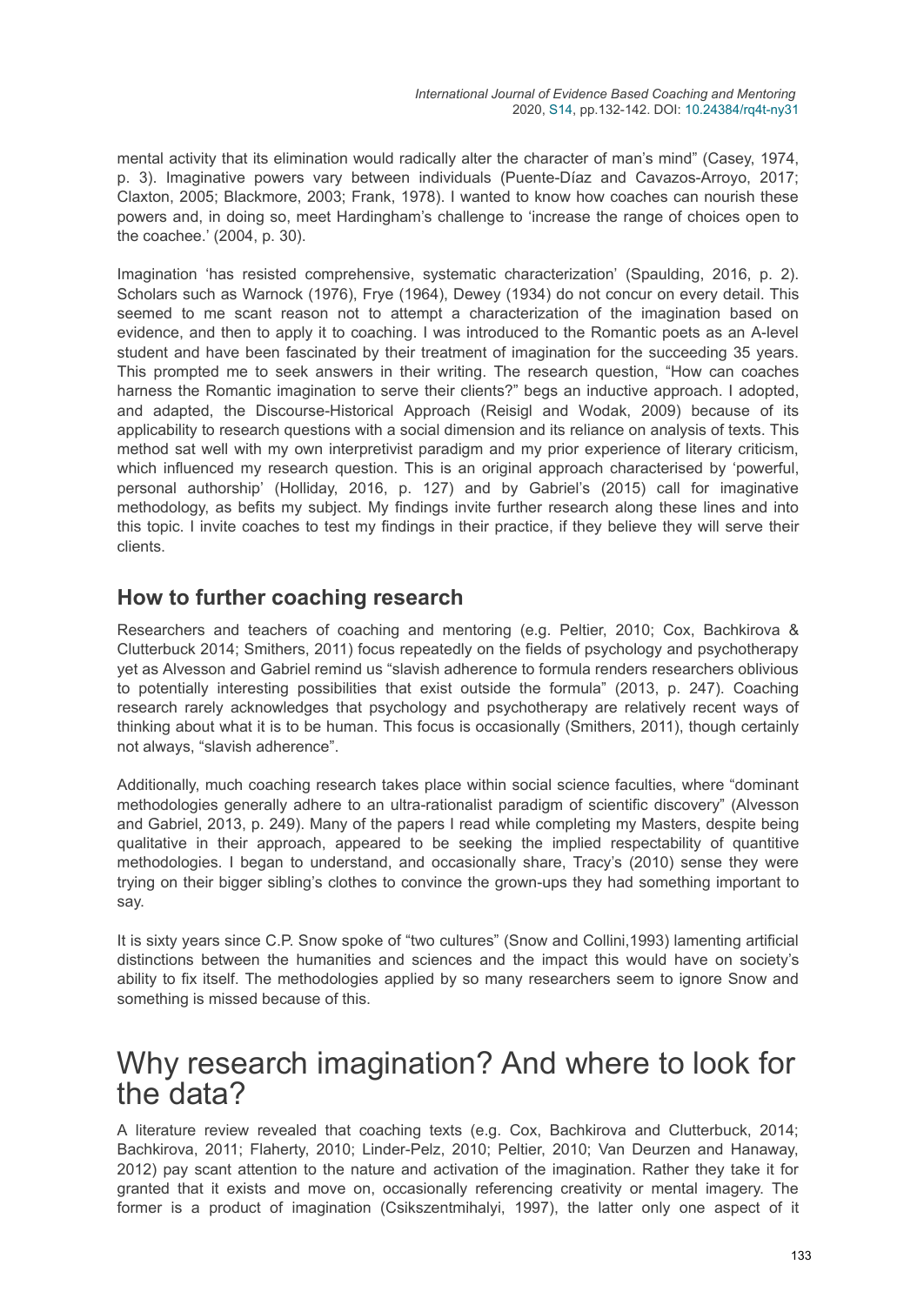mental activity that its elimination would radically alter the character of man's mind" (Casey, 1974, p. 3). Imaginative powers vary between individuals (Puente-Díaz and Cavazos-Arroyo, 2017; Claxton, 2005; Blackmore, 2003; Frank, 1978). I wanted to know how coaches can nourish these powers and, in doing so, meet Hardingham's challenge to 'increase the range of choices open to the coachee.' (2004, p. 30).

Imagination 'has resisted comprehensive, systematic characterization' (Spaulding, 2016, p. 2). Scholars such as Warnock (1976), Frye (1964), Dewey (1934) do not concur on every detail. This seemed to me scant reason not to attempt a characterization of the imagination based on evidence, and then to apply it to coaching. I was introduced to the Romantic poets as an A-level student and have been fascinated by their treatment of imagination for the succeeding 35 years. This prompted me to seek answers in their writing. The research question, "How can coaches harness the Romantic imagination to serve their clients?" begs an inductive approach. I adopted, and adapted, the Discourse-Historical Approach (Reisigl and Wodak, 2009) because of its applicability to research questions with a social dimension and its reliance on analysis of texts. This method sat well with my own interpretivist paradigm and my prior experience of literary criticism, which influenced my research question. This is an original approach characterised by 'powerful, personal authorship' (Holliday, 2016, p. 127) and by Gabriel's (2015) call for imaginative methodology, as befits my subject. My findings invite further research along these lines and into this topic. I invite coaches to test my findings in their practice, if they believe they will serve their clients.

## How to further coaching research

Researchers and teachers of coaching and mentoring (e.g. Peltier, 2010; Cox, Bachkirova & Clutterbuck 2014; Smithers, 2011) focus repeatedly on the fields of psychology and psychotherapy yet as Alvesson and Gabriel remind us "slavish adherence to formula renders researchers oblivious to potentially interesting possibilities that exist outside the formula" (2013, p. 247). Coaching research rarely acknowledges that psychology and psychotherapy are relatively recent ways of thinking about what it is to be human. This focus is occasionally (Smithers, 2011), though certainly not always, "slavish adherence".

Additionally, much coaching research takes place within social science faculties, where "dominant methodologies generally adhere to an ultra-rationalist paradigm of scientific discovery" (Alvesson and Gabriel, 2013, p. 249). Many of the papers I read while completing my Masters, despite being qualitative in their approach, appeared to be seeking the implied respectability of quantitive methodologies. I began to understand, and occasionally share, Tracy's (2010) sense they were trying on their bigger sibling's clothes to convince the grown-ups they had something important to say.

It is sixty years since C.P. Snow spoke of "two cultures" (Snow and Collini,1993) lamenting artificial distinctions between the humanities and sciences and the impact this would have on society's ability to fix itself. The methodologies applied by so many researchers seem to ignore Snow and something is missed because of this.

# Why research imagination? And where to look for the data?

A literature review revealed that coaching texts (e.g. Cox, Bachkirova and Clutterbuck, 2014; Bachkirova, 2011; Flaherty, 2010; Linder-Pelz, 2010; Peltier, 2010; Van Deurzen and Hanaway, 2012) pay scant attention to the nature and activation of the imagination. Rather they take it for granted that it exists and move on, occasionally referencing creativity or mental imagery. The former is a product of imagination (Csikszentmihalyi, 1997), the latter only one aspect of it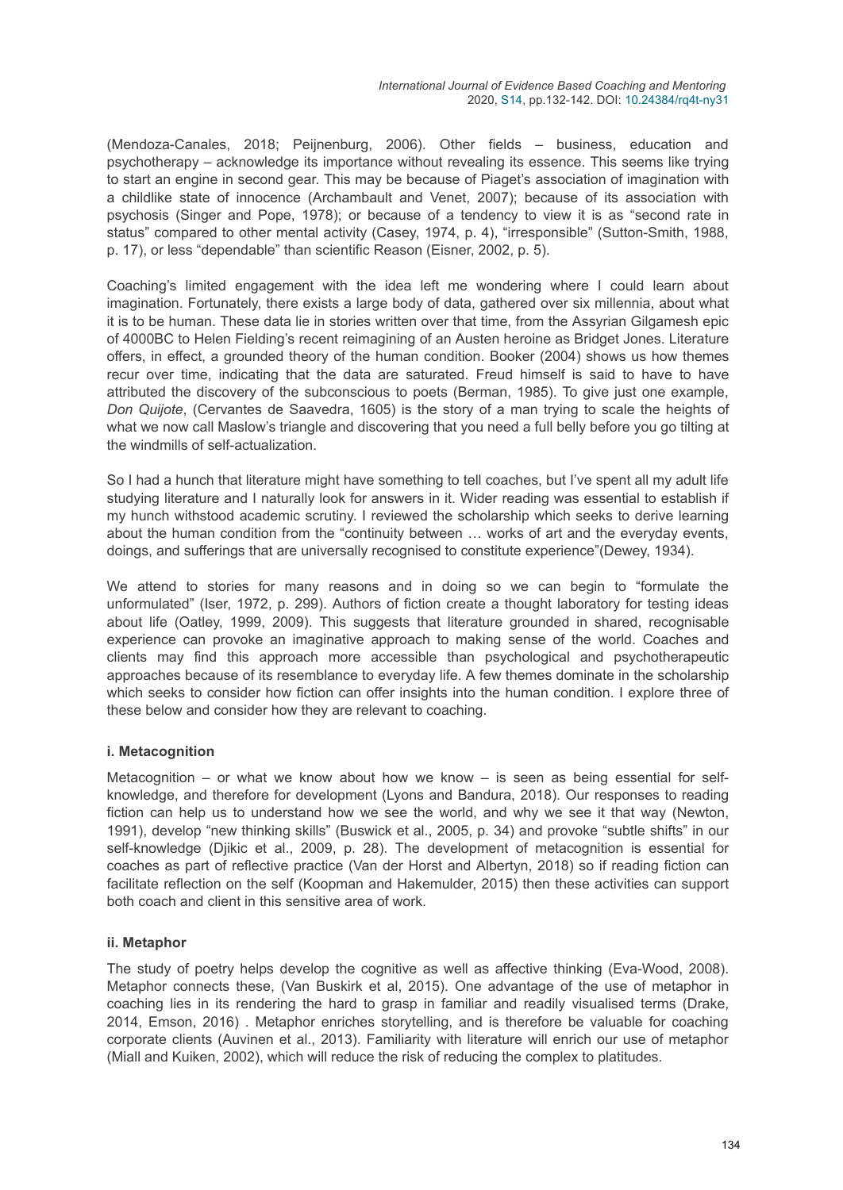(Mendoza-Canales, 2018; Peijnenburg, 2006). Other fields – business, education and psychotherapy – acknowledge its importance without revealing its essence. This seems like trying to start an engine in second gear. This may be because of Piaget's association of imagination with a childlike state of innocence (Archambault and Venet, 2007); because of its association with psychosis (Singer and Pope, 1978); or because of a tendency to view it is as "second rate in status" compared to other mental activity (Casey, 1974, p. 4), "irresponsible" (Sutton-Smith, 1988, p. 17), or less "dependable" than scientific Reason (Eisner, 2002, p. 5).

Coaching's limited engagement with the idea left me wondering where I could learn about imagination. Fortunately, there exists a large body of data, gathered over six millennia, about what it is to be human. These data lie in stories written over that time, from the Assyrian Gilgamesh epic of 4000BC to Helen Fielding's recent reimagining of an Austen heroine as Bridget Jones. Literature offers, in effect, a grounded theory of the human condition. Booker (2004) shows us how themes recur over time, indicating that the data are saturated. Freud himself is said to have to have attributed the discovery of the subconscious to poets (Berman, 1985). To give just one example, *Don Quijote*, (Cervantes de Saavedra, 1605) is the story of a man trying to scale the heights of what we now call Maslow's triangle and discovering that you need a full belly before you go tilting at the windmills of self-actualization.

So I had a hunch that literature might have something to tell coaches, but I've spent all my adult life studying literature and I naturally look for answers in it. Wider reading was essential to establish if my hunch withstood academic scrutiny. I reviewed the scholarship which seeks to derive learning about the human condition from the "continuity between … works of art and the everyday events, doings, and sufferings that are universally recognised to constitute experience"(Dewey, 1934).

We attend to stories for many reasons and in doing so we can begin to "formulate the unformulated" (Iser, 1972, p. 299). Authors of fiction create a thought laboratory for testing ideas about life (Oatley, 1999, 2009). This suggests that literature grounded in shared, recognisable experience can provoke an imaginative approach to making sense of the world. Coaches and clients may find this approach more accessible than psychological and psychotherapeutic approaches because of its resemblance to everyday life. A few themes dominate in the scholarship which seeks to consider how fiction can offer insights into the human condition. I explore three of these below and consider how they are relevant to coaching.

#### i. Metacognition

Metacognition – or what we know about how we know – is seen as being essential for self-knowledge, and therefore for development (Lyons and Bandura, 2018). Our responses to reading fiction can help us to understand how we see the world, and why we see it that way (Newton, 1991), develop "new thinking skills" (Buswick et al., 2005, p. 34) and provoke "subtle shifts" in our self-knowledge (Djikic et al., 2009, p. 28). The development of metacognition is essential for coaches as part of reflective practice (Van der Horst and Albertyn, 2018) so if reading fiction can facilitate reflection on the self (Koopman and Hakemulder, 2015) then these activities can support both coach and client in this sensitive area of work.

#### ii. Metaphor

The study of poetry helps develop the cognitive as well as affective thinking (Eva-Wood, 2008). Metaphor connects these, (Van Buskirk et al, 2015). One advantage of the use of metaphor in coaching lies in its rendering the hard to grasp in familiar and readily visualised terms (Drake, 2014, Emson, 2016) . Metaphor enriches storytelling, and is therefore be valuable for coaching corporate clients (Auvinen et al., 2013). Familiarity with literature will enrich our use of metaphor (Miall and Kuiken, 2002), which will reduce the risk of reducing the complex to platitudes.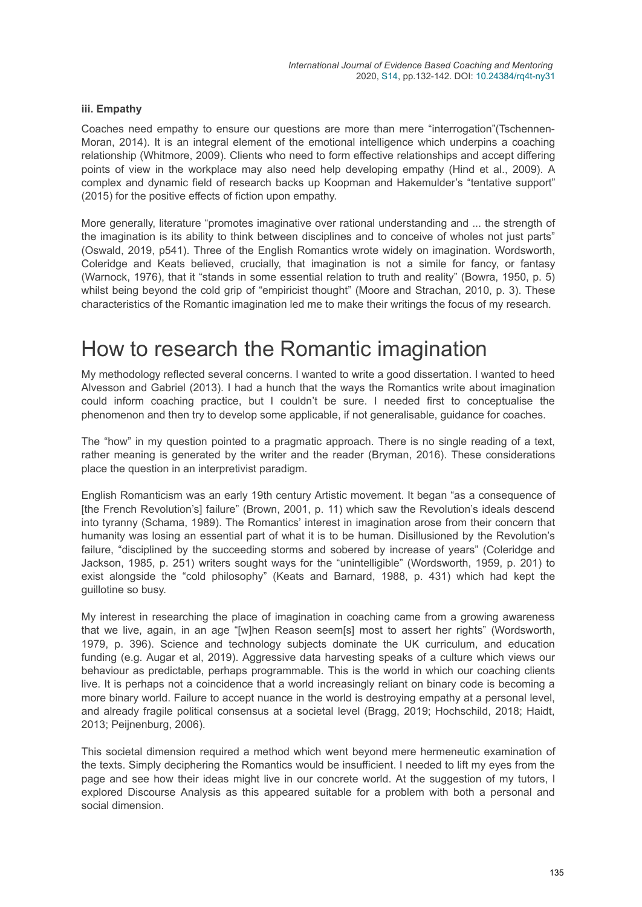### iii. Empathy

Coaches need empathy to ensure our questions are more than mere "interrogation"(Tschennen-Moran, 2014). It is an integral element of the emotional intelligence which underpins a coaching relationship (Whitmore, 2009). Clients who need to form effective relationships and accept differing points of view in the workplace may also need help developing empathy (Hind et al., 2009). A complex and dynamic field of research backs up Koopman and Hakemulder's "tentative support" (2015) for the positive effects of fiction upon empathy.

More generally, literature "promotes imaginative over rational understanding and ... the strength of the imagination is its ability to think between disciplines and to conceive of wholes not just parts" (Oswald, 2019, p541). Three of the English Romantics wrote widely on imagination. Wordsworth, Coleridge and Keats believed, crucially, that imagination is not a simile for fancy, or fantasy (Warnock, 1976), that it "stands in some essential relation to truth and reality" (Bowra, 1950, p. 5) whilst being beyond the cold grip of "empiricist thought" (Moore and Strachan, 2010, p. 3). These characteristics of the Romantic imagination led me to make their writings the focus of my research.

# How to research the Romantic imagination

My methodology reflected several concerns. I wanted to write a good dissertation. I wanted to heed Alvesson and Gabriel (2013). I had a hunch that the ways the Romantics write about imagination could inform coaching practice, but I couldn't be sure. I needed first to conceptualise the phenomenon and then try to develop some applicable, if not generalisable, guidance for coaches.

The "how" in my question pointed to a pragmatic approach. There is no single reading of a text, rather meaning is generated by the writer and the reader (Bryman, 2016). These considerations place the question in an interpretivist paradigm.

English Romanticism was an early 19th century Artistic movement. It began "as a consequence of [the French Revolution's] failure" (Brown, 2001, p. 11) which saw the Revolution's ideals descend into tyranny (Schama, 1989). The Romantics' interest in imagination arose from their concern that humanity was losing an essential part of what it is to be human. Disillusioned by the Revolution's failure, "disciplined by the succeeding storms and sobered by increase of years" (Coleridge and Jackson, 1985, p. 251) writers sought ways for the "unintelligible" (Wordsworth, 1959, p. 201) to exist alongside the "cold philosophy" (Keats and Barnard, 1988, p. 431) which had kept the guillotine so busy.

My interest in researching the place of imagination in coaching came from a growing awareness that we live, again, in an age "[w]hen Reason seem[s] most to assert her rights" (Wordsworth, 1979, p. 396). Science and technology subjects dominate the UK curriculum, and education funding (e.g. Augar et al, 2019). Aggressive data harvesting speaks of a culture which views our behaviour as predictable, perhaps programmable. This is the world in which our coaching clients live. It is perhaps not a coincidence that a world increasingly reliant on binary code is becoming a more binary world. Failure to accept nuance in the world is destroying empathy at a personal level, and already fragile political consensus at a societal level (Bragg, 2019; Hochschild, 2018; Haidt, 2013; Peijnenburg, 2006).

This societal dimension required a method which went beyond mere hermeneutic examination of the texts. Simply deciphering the Romantics would be insufficient. I needed to lift my eyes from the page and see how their ideas might live in our concrete world. At the suggestion of my tutors, I explored Discourse Analysis as this appeared suitable for a problem with both a personal and social dimension.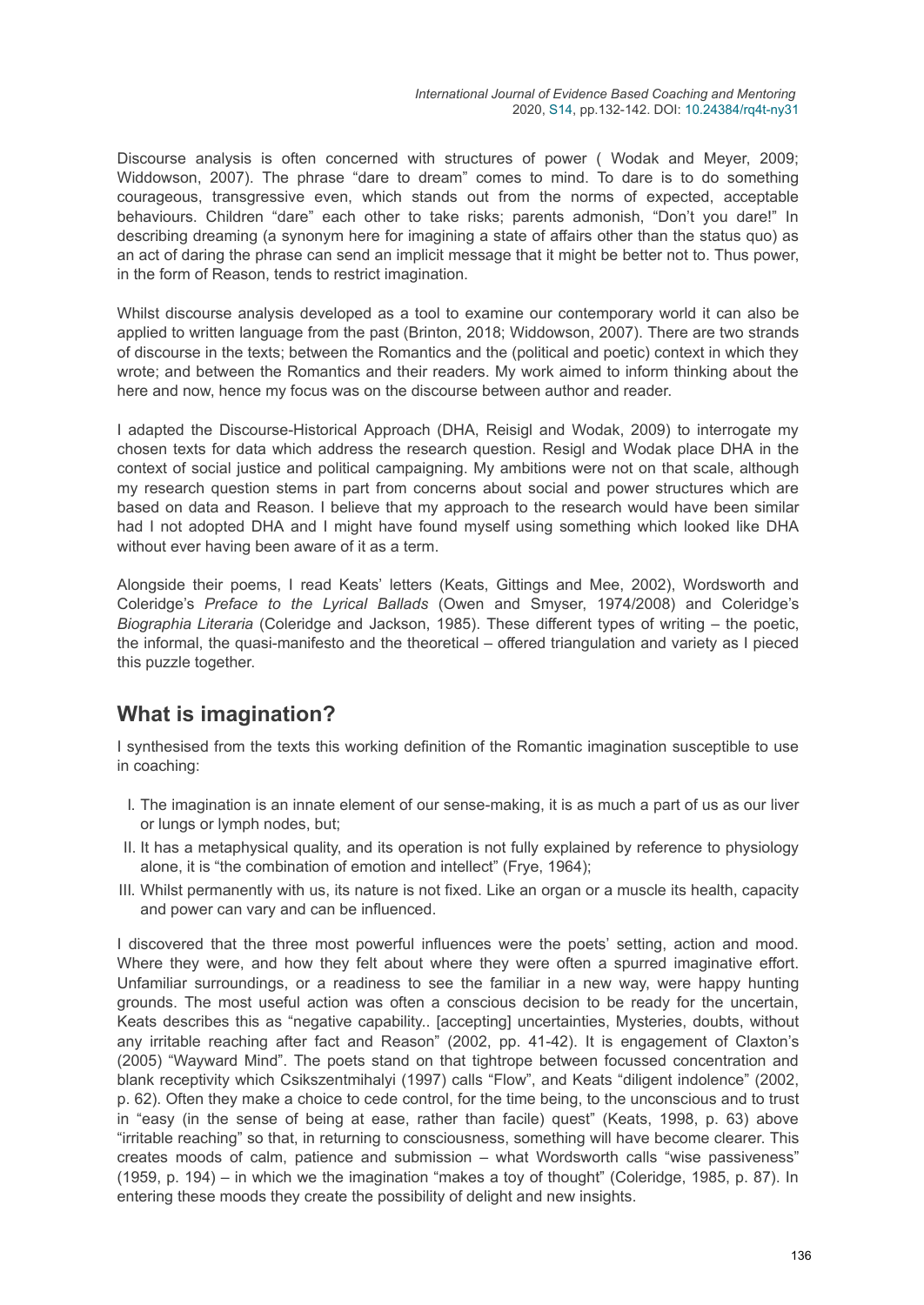Discourse analysis is often concerned with structures of power ( Wodak and Meyer, 2009; Widdowson, 2007). The phrase "dare to dream" comes to mind. To dare is to do something courageous, transgressive even, which stands out from the norms of expected, acceptable behaviours. Children "dare" each other to take risks; parents admonish, "Don't you dare!" In describing dreaming (a synonym here for imagining a state of affairs other than the status quo) as an act of daring the phrase can send an implicit message that it might be better not to. Thus power, in the form of Reason, tends to restrict imagination.

Whilst discourse analysis developed as a tool to examine our contemporary world it can also be applied to written language from the past (Brinton, 2018; Widdowson, 2007). There are two strands of discourse in the texts; between the Romantics and the (political and poetic) context in which they wrote; and between the Romantics and their readers. My work aimed to inform thinking about the here and now, hence my focus was on the discourse between author and reader.

I adapted the Discourse-Historical Approach (DHA, Reisigl and Wodak, 2009) to interrogate my chosen texts for data which address the research question. Resigl and Wodak place DHA in the context of social justice and political campaigning. My ambitions were not on that scale, although my research question stems in part from concerns about social and power structures which are based on data and Reason. I believe that my approach to the research would have been similar had I not adopted DHA and I might have found myself using something which looked like DHA without ever having been aware of it as a term.

Alongside their poems, I read Keats' letters (Keats, Gittings and Mee, 2002), Wordsworth and Coleridge's *Preface to the Lyrical Ballads* (Owen and Smyser, 1974/2008) and Coleridge's *Biographia Literaria* (Coleridge and Jackson, 1985). These different types of writing – the poetic, the informal, the quasi-manifesto and the theoretical – offered triangulation and variety as I pieced this puzzle together.

## What is imagination?

I synthesised from the texts this working definition of the Romantic imagination susceptible to use in coaching:

I. The imagination is an innate element of our sense-making, it is as much a part of us as our liver or lungs or lymph nodes, but;
II. It has a metaphysical quality, and its operation is not fully explained by reference to physiology alone, it is "the combination of emotion and intellect" (Frye, 1964);
III. Whilst permanently with us, its nature is not fixed. Like an organ or a muscle its health, capacity and power can vary and can be influenced.

I discovered that the three most powerful influences were the poets' setting, action and mood. Where they were, and how they felt about where they were often a spurred imaginative effort. Unfamiliar surroundings, or a readiness to see the familiar in a new way, were happy hunting grounds. The most useful action was often a conscious decision to be ready for the uncertain, Keats describes this as "negative capability.. [accepting] uncertainties, Mysteries, doubts, without any irritable reaching after fact and Reason" (2002, pp. 41-42). It is engagement of Claxton's (2005) "Wayward Mind". The poets stand on that tightrope between focussed concentration and blank receptivity which Csikszentmihalyi (1997) calls "Flow", and Keats "diligent indolence" (2002, p. 62). Often they make a choice to cede control, for the time being, to the unconscious and to trust in "easy (in the sense of being at ease, rather than facile) quest" (Keats, 1998, p. 63) above "irritable reaching" so that, in returning to consciousness, something will have become clearer. This creates moods of calm, patience and submission – what Wordsworth calls "wise passiveness" (1959, p. 194) – in which we the imagination "makes a toy of thought" (Coleridge, 1985, p. 87). In entering these moods they create the possibility of delight and new insights.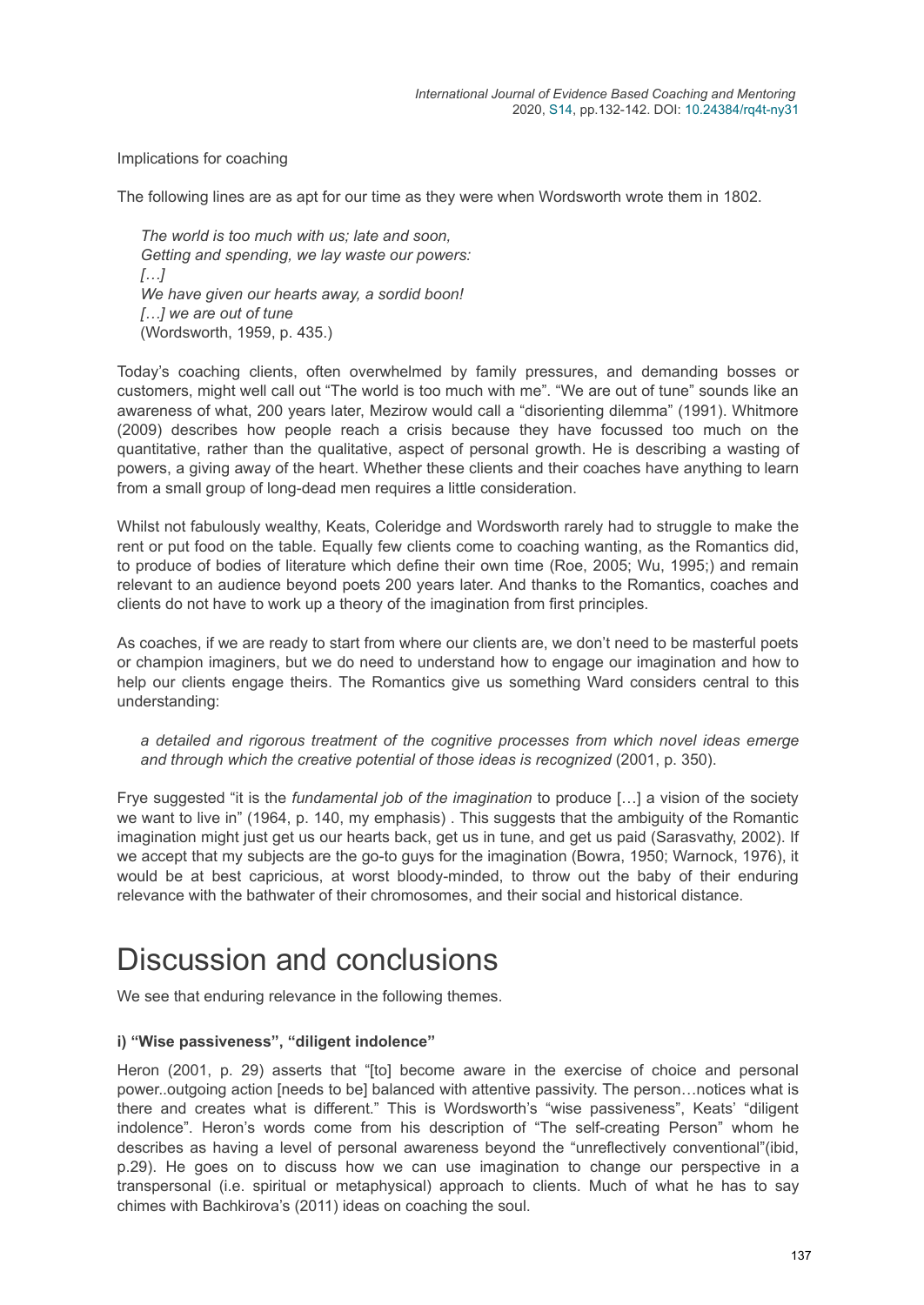Implications for coaching

The following lines are as apt for our time as they were when Wordsworth wrote them in 1802.

> *The world is too much with us; late and soon,*
> *Getting and spending, we lay waste our powers:*
> *[…]*
> *We have given our hearts away, a sordid boon!*
> *[…] we are out of tune*
> (Wordsworth, 1959, p. 435.)

Today's coaching clients, often overwhelmed by family pressures, and demanding bosses or customers, might well call out "The world is too much with me". "We are out of tune" sounds like an awareness of what, 200 years later, Mezirow would call a "disorienting dilemma" (1991). Whitmore (2009) describes how people reach a crisis because they have focussed too much on the quantitative, rather than the qualitative, aspect of personal growth. He is describing a wasting of powers, a giving away of the heart. Whether these clients and their coaches have anything to learn from a small group of long-dead men requires a little consideration.

Whilst not fabulously wealthy, Keats, Coleridge and Wordsworth rarely had to struggle to make the rent or put food on the table. Equally few clients come to coaching wanting, as the Romantics did, to produce of bodies of literature which define their own time (Roe, 2005; Wu, 1995;) and remain relevant to an audience beyond poets 200 years later. And thanks to the Romantics, coaches and clients do not have to work up a theory of the imagination from first principles.

As coaches, if we are ready to start from where our clients are, we don't need to be masterful poets or champion imaginers, but we do need to understand how to engage our imagination and how to help our clients engage theirs. The Romantics give us something Ward considers central to this understanding:

> *a detailed and rigorous treatment of the cognitive processes from which novel ideas emerge and through which the creative potential of those ideas is recognized* (2001, p. 350).

Frye suggested "it is the *fundamental job of the imagination* to produce […] a vision of the society we want to live in" (1964, p. 140, my emphasis) . This suggests that the ambiguity of the Romantic imagination might just get us our hearts back, get us in tune, and get us paid (Sarasvathy, 2002). If we accept that my subjects are the go-to guys for the imagination (Bowra, 1950; Warnock, 1976), it would be at best capricious, at worst bloody-minded, to throw out the baby of their enduring relevance with the bathwater of their chromosomes, and their social and historical distance.

# Discussion and conclusions

We see that enduring relevance in the following themes.

### i) "Wise passiveness", "diligent indolence"

Heron (2001, p. 29) asserts that "[to] become aware in the exercise of choice and personal power..outgoing action [needs to be] balanced with attentive passivity. The person…notices what is there and creates what is different." This is Wordsworth's "wise passiveness", Keats' "diligent indolence". Heron's words come from his description of "The self-creating Person" whom he describes as having a level of personal awareness beyond the "unreflectively conventional"(ibid, p.29). He goes on to discuss how we can use imagination to change our perspective in a transpersonal (i.e. spiritual or metaphysical) approach to clients. Much of what he has to say chimes with Bachkirova's (2011) ideas on coaching the soul.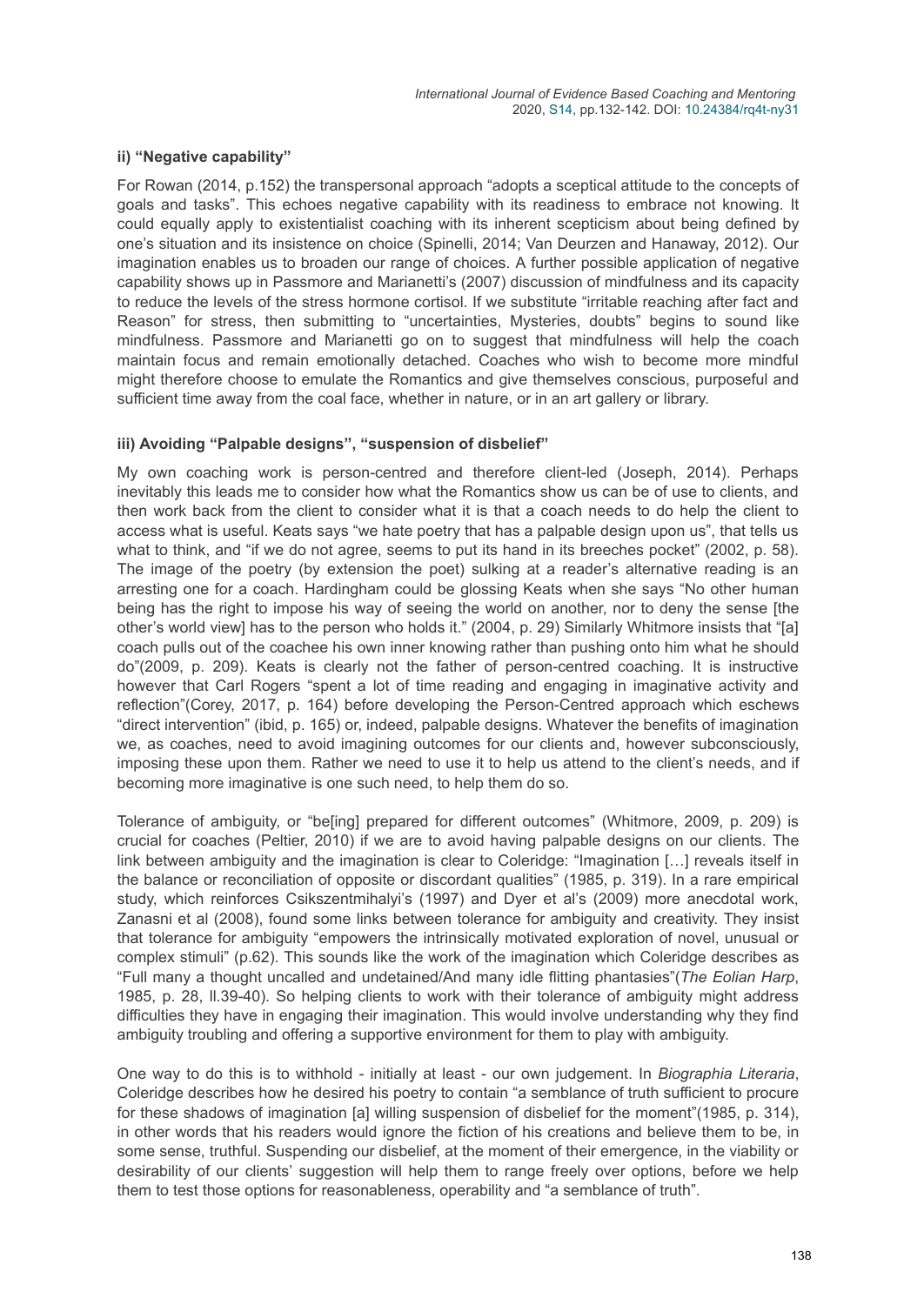#### ii) "Negative capability"

For Rowan (2014, p.152) the transpersonal approach "adopts a sceptical attitude to the concepts of goals and tasks". This echoes negative capability with its readiness to embrace not knowing. It could equally apply to existentialist coaching with its inherent scepticism about being defined by one's situation and its insistence on choice (Spinelli, 2014; Van Deurzen and Hanaway, 2012). Our imagination enables us to broaden our range of choices. A further possible application of negative capability shows up in Passmore and Marianetti's (2007) discussion of mindfulness and its capacity to reduce the levels of the stress hormone cortisol. If we substitute "irritable reaching after fact and Reason" for stress, then submitting to "uncertainties, Mysteries, doubts" begins to sound like mindfulness. Passmore and Marianetti go on to suggest that mindfulness will help the coach maintain focus and remain emotionally detached. Coaches who wish to become more mindful might therefore choose to emulate the Romantics and give themselves conscious, purposeful and sufficient time away from the coal face, whether in nature, or in an art gallery or library.

#### iii) Avoiding "Palpable designs", "suspension of disbelief"

My own coaching work is person-centred and therefore client-led (Joseph, 2014). Perhaps inevitably this leads me to consider how what the Romantics show us can be of use to clients, and then work back from the client to consider what it is that a coach needs to do help the client to access what is useful. Keats says "we hate poetry that has a palpable design upon us", that tells us what to think, and "if we do not agree, seems to put its hand in its breeches pocket" (2002, p. 58). The image of the poetry (by extension the poet) sulking at a reader's alternative reading is an arresting one for a coach. Hardingham could be glossing Keats when she says "No other human being has the right to impose his way of seeing the world on another, nor to deny the sense [the other's world view] has to the person who holds it." (2004, p. 29) Similarly Whitmore insists that "[a] coach pulls out of the coachee his own inner knowing rather than pushing onto him what he should do"(2009, p. 209). Keats is clearly not the father of person-centred coaching. It is instructive however that Carl Rogers "spent a lot of time reading and engaging in imaginative activity and reflection"(Corey, 2017, p. 164) before developing the Person-Centred approach which eschews "direct intervention" (ibid, p. 165) or, indeed, palpable designs. Whatever the benefits of imagination we, as coaches, need to avoid imagining outcomes for our clients and, however subconsciously, imposing these upon them. Rather we need to use it to help us attend to the client's needs, and if becoming more imaginative is one such need, to help them do so.

Tolerance of ambiguity, or "be[ing] prepared for different outcomes" (Whitmore, 2009, p. 209) is crucial for coaches (Peltier, 2010) if we are to avoid having palpable designs on our clients. The link between ambiguity and the imagination is clear to Coleridge: "Imagination […] reveals itself in the balance or reconciliation of opposite or discordant qualities" (1985, p. 319). In a rare empirical study, which reinforces Csikszentmihalyi's (1997) and Dyer et al's (2009) more anecdotal work, Zanasni et al (2008), found some links between tolerance for ambiguity and creativity. They insist that tolerance for ambiguity "empowers the intrinsically motivated exploration of novel, unusual or complex stimuli" (p.62). This sounds like the work of the imagination which Coleridge describes as "Full many a thought uncalled and undetained/And many idle flitting phantasies"(*The Eolian Harp*, 1985, p. 28, ll.39-40). So helping clients to work with their tolerance of ambiguity might address difficulties they have in engaging their imagination. This would involve understanding why they find ambiguity troubling and offering a supportive environment for them to play with ambiguity.

One way to do this is to withhold - initially at least - our own judgement. In *Biographia Literaria*, Coleridge describes how he desired his poetry to contain "a semblance of truth sufficient to procure for these shadows of imagination [a] willing suspension of disbelief for the moment"(1985, p. 314), in other words that his readers would ignore the fiction of his creations and believe them to be, in some sense, truthful. Suspending our disbelief, at the moment of their emergence, in the viability or desirability of our clients' suggestion will help them to range freely over options, before we help them to test those options for reasonableness, operability and "a semblance of truth".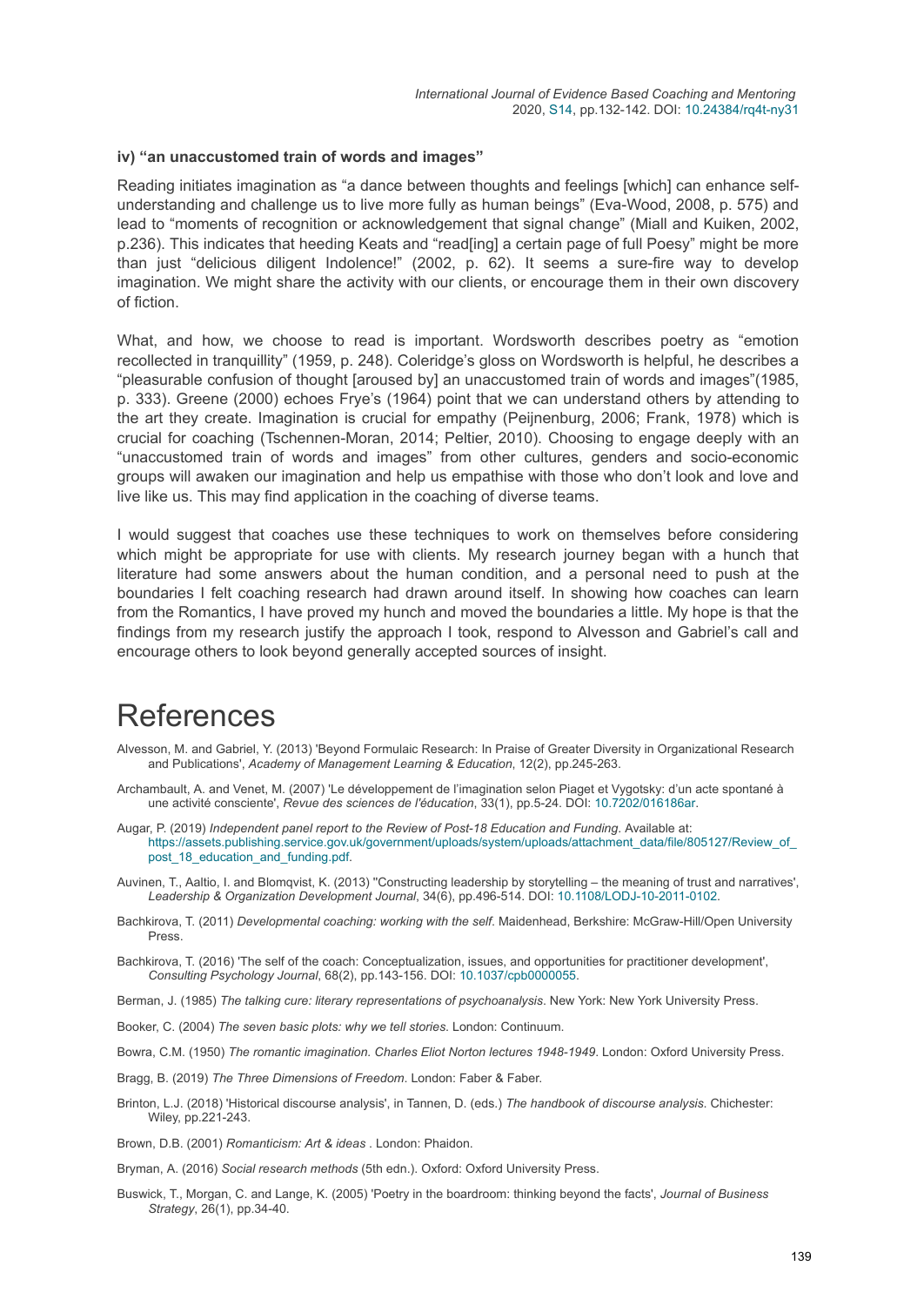#### iv) "an unaccustomed train of words and images"

Reading initiates imagination as "a dance between thoughts and feelings [which] can enhance self-understanding and challenge us to live more fully as human beings" (Eva-Wood, 2008, p. 575) and lead to "moments of recognition or acknowledgement that signal change" (Miall and Kuiken, 2002, p.236). This indicates that heeding Keats and "read[ing] a certain page of full Poesy" might be more than just "delicious diligent Indolence!" (2002, p. 62). It seems a sure-fire way to develop imagination. We might share the activity with our clients, or encourage them in their own discovery of fiction.

What, and how, we choose to read is important. Wordsworth describes poetry as "emotion recollected in tranquillity" (1959, p. 248). Coleridge's gloss on Wordsworth is helpful, he describes a "pleasurable confusion of thought [aroused by] an unaccustomed train of words and images"(1985, p. 333). Greene (2000) echoes Frye's (1964) point that we can understand others by attending to the art they create. Imagination is crucial for empathy (Peijnenburg, 2006; Frank, 1978) which is crucial for coaching (Tschennen-Moran, 2014; Peltier, 2010). Choosing to engage deeply with an "unaccustomed train of words and images" from other cultures, genders and socio-economic groups will awaken our imagination and help us empathise with those who don't look and love and live like us. This may find application in the coaching of diverse teams.

I would suggest that coaches use these techniques to work on themselves before considering which might be appropriate for use with clients. My research journey began with a hunch that literature had some answers about the human condition, and a personal need to push at the boundaries I felt coaching research had drawn around itself. In showing how coaches can learn from the Romantics, I have proved my hunch and moved the boundaries a little. My hope is that the findings from my research justify the approach I took, respond to Alvesson and Gabriel's call and encourage others to look beyond generally accepted sources of insight.

# References

Alvesson, M. and Gabriel, Y. (2013) 'Beyond Formulaic Research: In Praise of Greater Diversity in Organizational Research and Publications', *Academy of Management Learning & Education*, 12(2), pp.245-263.

Archambault, A. and Venet, M. (2007) 'Le développement de l'imagination selon Piaget et Vygotsky: d'un acte spontané à une activité consciente', *Revue des sciences de l'éducation*, 33(1), pp.5-24. DOI: 10.7202/016186ar.

Augar, P. (2019) *Independent panel report to the Review of Post-18 Education and Funding*. Available at: https://assets.publishing.service.gov.uk/government/uploads/system/uploads/attachment_data/file/805127/Review_of_post_18_education_and_funding.pdf.

Auvinen, T., Aaltio, I. and Blomqvist, K. (2013) ''Constructing leadership by storytelling – the meaning of trust and narratives', *Leadership & Organization Development Journal*, 34(6), pp.496-514. DOI: 10.1108/LODJ-10-2011-0102.

Bachkirova, T. (2011) *Developmental coaching: working with the self*. Maidenhead, Berkshire: McGraw-Hill/Open University Press.

Bachkirova, T. (2016) 'The self of the coach: Conceptualization, issues, and opportunities for practitioner development', *Consulting Psychology Journal*, 68(2), pp.143-156. DOI: 10.1037/cpb0000055.

Berman, J. (1985) *The talking cure: literary representations of psychoanalysis*. New York: New York University Press.

Booker, C. (2004) *The seven basic plots: why we tell stories*. London: Continuum.

Bowra, C.M. (1950) *The romantic imagination. Charles Eliot Norton lectures 1948-1949*. London: Oxford University Press.

Bragg, B. (2019) *The Three Dimensions of Freedom*. London: Faber & Faber.

Brinton, L.J. (2018) 'Historical discourse analysis', in Tannen, D. (eds.) *The handbook of discourse analysis*. Chichester: Wiley, pp.221-243.

Brown, D.B. (2001) *Romanticism: Art & ideas* . London: Phaidon.

Bryman, A. (2016) *Social research methods* (5th edn.). Oxford: Oxford University Press.

Buswick, T., Morgan, C. and Lange, K. (2005) 'Poetry in the boardroom: thinking beyond the facts', *Journal of Business Strategy*, 26(1), pp.34-40.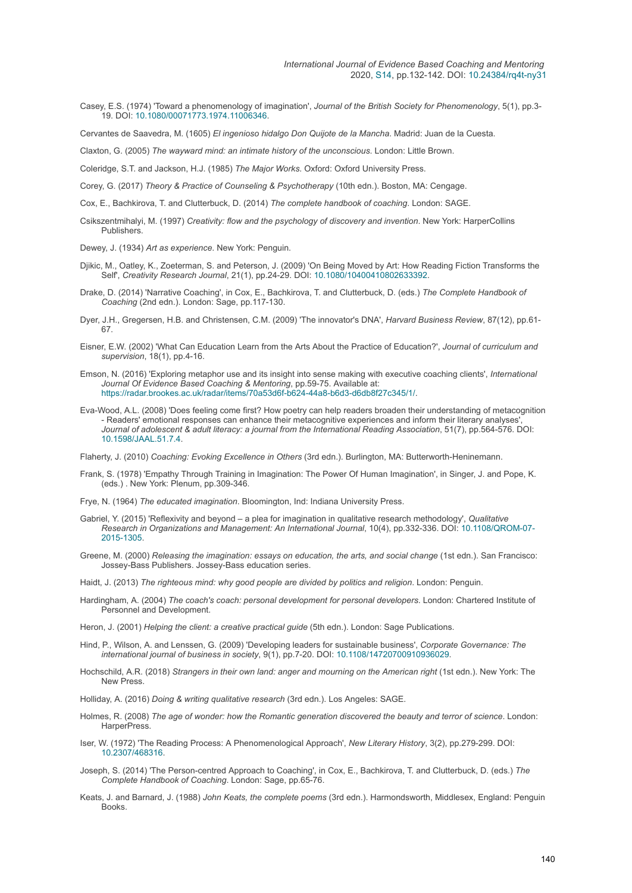Casey, E.S. (1974) 'Toward a phenomenology of imagination', *Journal of the British Society for Phenomenology*, 5(1), pp.3-19. DOI: 10.1080/00071773.1974.11006346.

Cervantes de Saavedra, M. (1605) *El ingenioso hidalgo Don Quijote de la Mancha*. Madrid: Juan de la Cuesta.

Claxton, G. (2005) *The wayward mind: an intimate history of the unconscious*. London: Little Brown.

Coleridge, S.T. and Jackson, H.J. (1985) *The Major Works*. Oxford: Oxford University Press.

Corey, G. (2017) *Theory & Practice of Counseling & Psychotherapy* (10th edn.). Boston, MA: Cengage.

Cox, E., Bachkirova, T. and Clutterbuck, D. (2014) *The complete handbook of coaching*. London: SAGE.

Csikszentmihalyi, M. (1997) *Creativity: flow and the psychology of discovery and invention*. New York: HarperCollins Publishers.

Dewey, J. (1934) *Art as experience*. New York: Penguin.

Djikic, M., Oatley, K., Zoeterman, S. and Peterson, J. (2009) 'On Being Moved by Art: How Reading Fiction Transforms the Self', *Creativity Research Journal*, 21(1), pp.24-29. DOI: 10.1080/10400410802633392.

Drake, D. (2014) 'Narrative Coaching', in Cox, E., Bachkirova, T. and Clutterbuck, D. (eds.) *The Complete Handbook of Coaching* (2nd edn.). London: Sage, pp.117-130.

Dyer, J.H., Gregersen, H.B. and Christensen, C.M. (2009) 'The innovator's DNA', *Harvard Business Review*, 87(12), pp.61-67.

Eisner, E.W. (2002) 'What Can Education Learn from the Arts About the Practice of Education?', *Journal of curriculum and supervision*, 18(1), pp.4-16.

Emson, N. (2016) 'Exploring metaphor use and its insight into sense making with executive coaching clients', *International Journal Of Evidence Based Coaching & Mentoring*, pp.59-75. Available at: https://radar.brookes.ac.uk/radar/items/70a53d6f-b624-44a8-b6d3-d6db8f27c345/1/.

Eva-Wood, A.L. (2008) 'Does feeling come first? How poetry can help readers broaden their understanding of metacognition - Readers' emotional responses can enhance their metacognitive experiences and inform their literary analyses', *Journal of adolescent & adult literacy: a journal from the International Reading Association*, 51(7), pp.564-576. DOI: 10.1598/JAAL.51.7.4.

Flaherty, J. (2010) *Coaching: Evoking Excellence in Others* (3rd edn.). Burlington, MA: Butterworth-Heninemann.

Frank, S. (1978) 'Empathy Through Training in Imagination: The Power Of Human Imagination', in Singer, J. and Pope, K. (eds.) . New York: Plenum, pp.309-346.

Frye, N. (1964) *The educated imagination*. Bloomington, Ind: Indiana University Press.

Gabriel, Y. (2015) 'Reflexivity and beyond – a plea for imagination in qualitative research methodology', *Qualitative Research in Organizations and Management: An International Journal*, 10(4), pp.332-336. DOI: 10.1108/QROM-07-2015-1305.

Greene, M. (2000) *Releasing the imagination: essays on education, the arts, and social change* (1st edn.). San Francisco: Jossey-Bass Publishers. Jossey-Bass education series.

Haidt, J. (2013) *The righteous mind: why good people are divided by politics and religion*. London: Penguin.

Hardingham, A. (2004) *The coach's coach: personal development for personal developers*. London: Chartered Institute of Personnel and Development.

Heron, J. (2001) *Helping the client: a creative practical guide* (5th edn.). London: Sage Publications.

Hind, P., Wilson, A. and Lenssen, G. (2009) 'Developing leaders for sustainable business', *Corporate Governance: The international journal of business in society*, 9(1), pp.7-20. DOI: 10.1108/14720700910936029.

Hochschild, A.R. (2018) *Strangers in their own land: anger and mourning on the American right* (1st edn.). New York: The New Press.

Holliday, A. (2016) *Doing & writing qualitative research* (3rd edn.). Los Angeles: SAGE.

Holmes, R. (2008) *The age of wonder: how the Romantic generation discovered the beauty and terror of science*. London: HarperPress.

Iser, W. (1972) 'The Reading Process: A Phenomenological Approach', *New Literary History*, 3(2), pp.279-299. DOI: 10.2307/468316.

Joseph, S. (2014) 'The Person-centred Approach to Coaching', in Cox, E., Bachkirova, T. and Clutterbuck, D. (eds.) *The Complete Handbook of Coaching*. London: Sage, pp.65-76.

Keats, J. and Barnard, J. (1988) *John Keats, the complete poems* (3rd edn.). Harmondsworth, Middlesex, England: Penguin Books.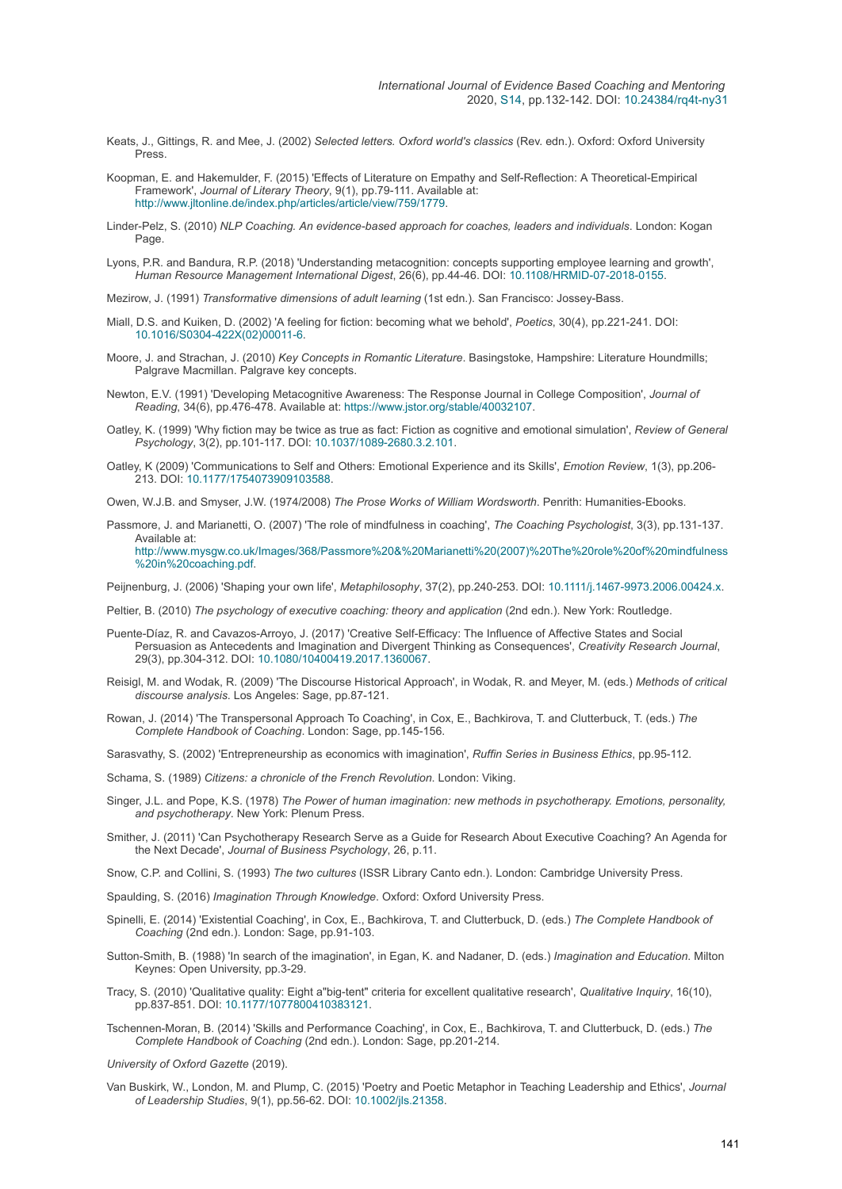Keats, J., Gittings, R. and Mee, J. (2002) *Selected letters. Oxford world's classics* (Rev. edn.). Oxford: Oxford University Press.

Koopman, E. and Hakemulder, F. (2015) 'Effects of Literature on Empathy and Self-Reflection: A Theoretical-Empirical Framework', *Journal of Literary Theory*, 9(1), pp.79-111. Available at: http://www.jltonline.de/index.php/articles/article/view/759/1779.

Linder-Pelz, S. (2010) *NLP Coaching. An evidence-based approach for coaches, leaders and individuals*. London: Kogan Page.

Lyons, P.R. and Bandura, R.P. (2018) 'Understanding metacognition: concepts supporting employee learning and growth', *Human Resource Management International Digest*, 26(6), pp.44-46. DOI: 10.1108/HRMID-07-2018-0155.

Mezirow, J. (1991) *Transformative dimensions of adult learning* (1st edn.). San Francisco: Jossey-Bass.

Miall, D.S. and Kuiken, D. (2002) 'A feeling for fiction: becoming what we behold', *Poetics*, 30(4), pp.221-241. DOI: 10.1016/S0304-422X(02)00011-6.

Moore, J. and Strachan, J. (2010) *Key Concepts in Romantic Literature*. Basingstoke, Hampshire: Literature Houndmills; Palgrave Macmillan. Palgrave key concepts.

Newton, E.V. (1991) 'Developing Metacognitive Awareness: The Response Journal in College Composition', *Journal of Reading*, 34(6), pp.476-478. Available at: https://www.jstor.org/stable/40032107.

Oatley, K. (1999) 'Why fiction may be twice as true as fact: Fiction as cognitive and emotional simulation', *Review of General Psychology*, 3(2), pp.101-117. DOI: 10.1037/1089-2680.3.2.101.

Oatley, K (2009) 'Communications to Self and Others: Emotional Experience and its Skills', *Emotion Review*, 1(3), pp.206-213. DOI: 10.1177/1754073909103588.

Owen, W.J.B. and Smyser, J.W. (1974/2008) *The Prose Works of William Wordsworth*. Penrith: Humanities-Ebooks.

Passmore, J. and Marianetti, O. (2007) 'The role of mindfulness in coaching', *The Coaching Psychologist*, 3(3), pp.131-137. Available at: http://www.mysgw.co.uk/Images/368/Passmore%20&%20Marianetti%20(2007)%20The%20role%20of%20mindfulness%20in%20coaching.pdf.

Peijnenburg, J. (2006) 'Shaping your own life', *Metaphilosophy*, 37(2), pp.240-253. DOI: 10.1111/j.1467-9973.2006.00424.x.

Peltier, B. (2010) *The psychology of executive coaching: theory and application* (2nd edn.). New York: Routledge.

Puente-Díaz, R. and Cavazos-Arroyo, J. (2017) 'Creative Self-Efficacy: The Influence of Affective States and Social Persuasion as Antecedents and Imagination and Divergent Thinking as Consequences', *Creativity Research Journal*, 29(3), pp.304-312. DOI: 10.1080/10400419.2017.1360067.

Reisigl, M. and Wodak, R. (2009) 'The Discourse Historical Approach', in Wodak, R. and Meyer, M. (eds.) *Methods of critical discourse analysis*. Los Angeles: Sage, pp.87-121.

Rowan, J. (2014) 'The Transpersonal Approach To Coaching', in Cox, E., Bachkirova, T. and Clutterbuck, T. (eds.) *The Complete Handbook of Coaching*. London: Sage, pp.145-156.

Sarasvathy, S. (2002) 'Entrepreneurship as economics with imagination', *Ruffin Series in Business Ethics*, pp.95-112.

Schama, S. (1989) *Citizens: a chronicle of the French Revolution*. London: Viking.

Singer, J.L. and Pope, K.S. (1978) *The Power of human imagination: new methods in psychotherapy. Emotions, personality, and psychotherapy*. New York: Plenum Press.

Smither, J. (2011) 'Can Psychotherapy Research Serve as a Guide for Research About Executive Coaching? An Agenda for the Next Decade', *Journal of Business Psychology*, 26, p.11.

Snow, C.P. and Collini, S. (1993) *The two cultures* (ISSR Library Canto edn.). London: Cambridge University Press.

Spaulding, S. (2016) *Imagination Through Knowledge*. Oxford: Oxford University Press.

Spinelli, E. (2014) 'Existential Coaching', in Cox, E., Bachkirova, T. and Clutterbuck, D. (eds.) *The Complete Handbook of Coaching* (2nd edn.). London: Sage, pp.91-103.

Sutton-Smith, B. (1988) 'In search of the imagination', in Egan, K. and Nadaner, D. (eds.) *Imagination and Education*. Milton Keynes: Open University, pp.3-29.

Tracy, S. (2010) 'Qualitative quality: Eight a"big-tent" criteria for excellent qualitative research', *Qualitative Inquiry*, 16(10), pp.837-851. DOI: 10.1177/1077800410383121.

Tschennen-Moran, B. (2014) 'Skills and Performance Coaching', in Cox, E., Bachkirova, T. and Clutterbuck, D. (eds.) *The Complete Handbook of Coaching* (2nd edn.). London: Sage, pp.201-214.

*University of Oxford Gazette* (2019).

Van Buskirk, W., London, M. and Plump, C. (2015) 'Poetry and Poetic Metaphor in Teaching Leadership and Ethics', *Journal of Leadership Studies*, 9(1), pp.56-62. DOI: 10.1002/jls.21358.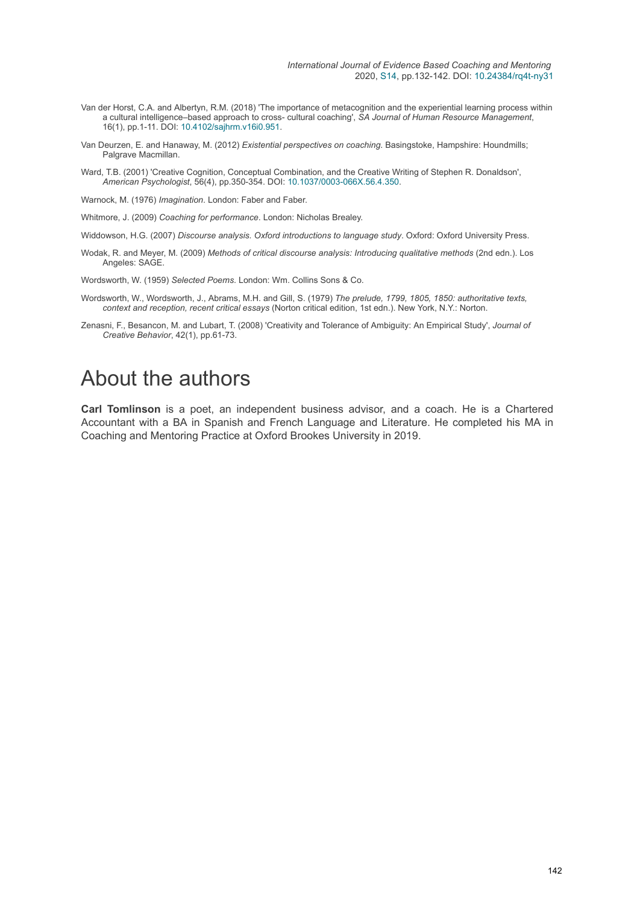Van der Horst, C.A. and Albertyn, R.M. (2018) 'The importance of metacognition and the experiential learning process within a cultural intelligence–based approach to cross- cultural coaching', *SA Journal of Human Resource Management*, 16(1), pp.1-11. DOI: 10.4102/sajhrm.v16i0.951.

Van Deurzen, E. and Hanaway, M. (2012) *Existential perspectives on coaching*. Basingstoke, Hampshire: Houndmills; Palgrave Macmillan.

Ward, T.B. (2001) 'Creative Cognition, Conceptual Combination, and the Creative Writing of Stephen R. Donaldson', *American Psychologist*, 56(4), pp.350-354. DOI: 10.1037/0003-066X.56.4.350.

Warnock, M. (1976) *Imagination*. London: Faber and Faber.

Whitmore, J. (2009) *Coaching for performance*. London: Nicholas Brealey.

Widdowson, H.G. (2007) *Discourse analysis. Oxford introductions to language study*. Oxford: Oxford University Press.

Wodak, R. and Meyer, M. (2009) *Methods of critical discourse analysis: Introducing qualitative methods* (2nd edn.). Los Angeles: SAGE.

Wordsworth, W. (1959) *Selected Poems*. London: Wm. Collins Sons & Co.

Wordsworth, W., Wordsworth, J., Abrams, M.H. and Gill, S. (1979) *The prelude, 1799, 1805, 1850: authoritative texts, context and reception, recent critical essays* (Norton critical edition, 1st edn.). New York, N.Y.: Norton.

Zenasni, F., Besancon, M. and Lubart, T. (2008) 'Creativity and Tolerance of Ambiguity: An Empirical Study', *Journal of Creative Behavior*, 42(1), pp.61-73.

# About the authors

**Carl Tomlinson** is a poet, an independent business advisor, and a coach. He is a Chartered Accountant with a BA in Spanish and French Language and Literature. He completed his MA in Coaching and Mentoring Practice at Oxford Brookes University in 2019.